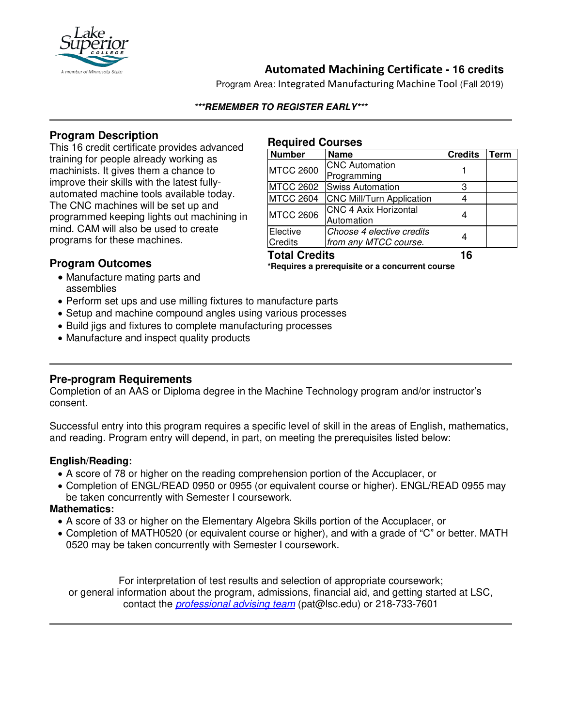# Automated Machining Certificate - 16 credits

Program Area: Integrated Manufacturing Machine Tool (Fall 2019)

***REMEMBER TO REGISTER EARLY***

## Program Description

This 16 credit certificate provides advanced training for people already working as machinists. It gives them a chance to improve their skills with the latest fully-automated machine tools available today. The CNC machines will be set up and programmed keeping lights out machining in mind. CAM will also be used to create programs for these machines.

## Required Courses

| Number | Name | Credits | Term |
|---|---|---|---|
| MTCC 2600 | CNC Automation Programming | 1 | |
| MTCC 2602 | Swiss Automation | 3 | |
| MTCC 2604 | CNC Mill/Turn Application | 4 | |
| MTCC 2606 | CNC 4 Axix Horizontal Automation | 4 | |
| Elective Credits | *Choose 4 elective credits from any MTCC course.* | 4 | |
| **Total Credits** | | **16** | |

**\*Requires a prerequisite or a concurrent course**

## Program Outcomes

- Manufacture mating parts and assemblies
- Perform set ups and use milling fixtures to manufacture parts
- Setup and machine compound angles using various processes
- Build jigs and fixtures to complete manufacturing processes
- Manufacture and inspect quality products

## Pre-program Requirements

Completion of an AAS or Diploma degree in the Machine Technology program and/or instructor's consent.

Successful entry into this program requires a specific level of skill in the areas of English, mathematics, and reading. Program entry will depend, in part, on meeting the prerequisites listed below:

### English/Reading:

- A score of 78 or higher on the reading comprehension portion of the Accuplacer, or
- Completion of ENGL/READ 0950 or 0955 (or equivalent course or higher). ENGL/READ 0955 may be taken concurrently with Semester I coursework.

### Mathematics:

- A score of 33 or higher on the Elementary Algebra Skills portion of the Accuplacer, or
- Completion of MATH0520 (or equivalent course or higher), and with a grade of "C" or better. MATH 0520 may be taken concurrently with Semester I coursework.

For interpretation of test results and selection of appropriate coursework; or general information about the program, admissions, financial aid, and getting started at LSC, contact the *professional advising team* (pat@lsc.edu) or 218-733-7601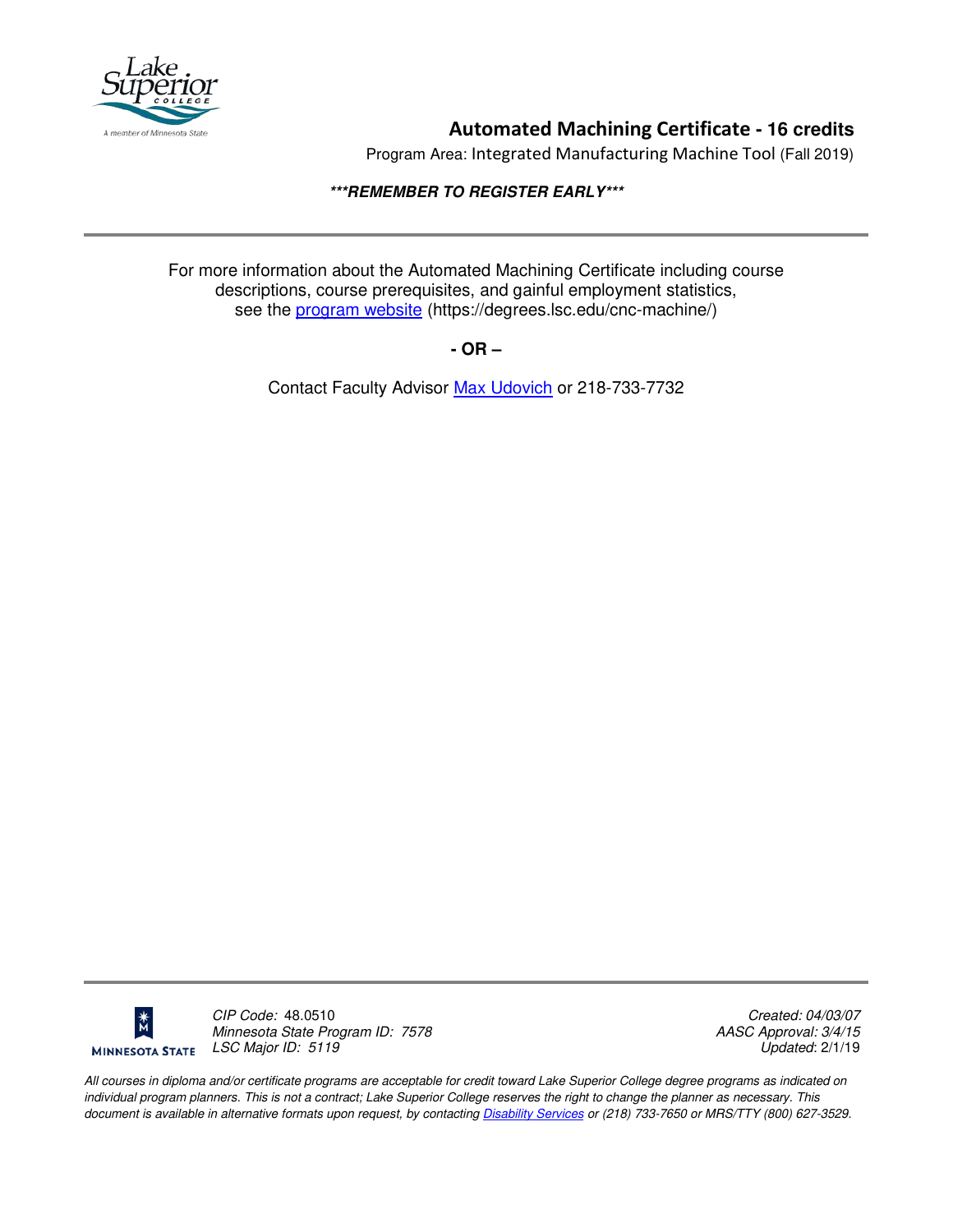# Automated Machining Certificate - 16 credits

Program Area: Integrated Manufacturing Machine Tool (Fall 2019)

***REMEMBER TO REGISTER EARLY***

For more information about the Automated Machining Certificate including course descriptions, course prerequisites, and gainful employment statistics, see the program website (https://degrees.lsc.edu/cnc-machine/)

**- OR –**

Contact Faculty Advisor Max Udovich or 218-733-7732

*CIP Code:* 48.0510
*Minnesota State Program ID: 7578*
*LSC Major ID: 5119*

*Created: 04/03/07*
*AASC Approval: 3/4/15*
*Updated*: 2/1/19

*All courses in diploma and/or certificate programs are acceptable for credit toward Lake Superior College degree programs as indicated on individual program planners. This is not a contract; Lake Superior College reserves the right to change the planner as necessary. This document is available in alternative formats upon request, by contacting Disability Services or (218) 733-7650 or MRS/TTY (800) 627-3529.*